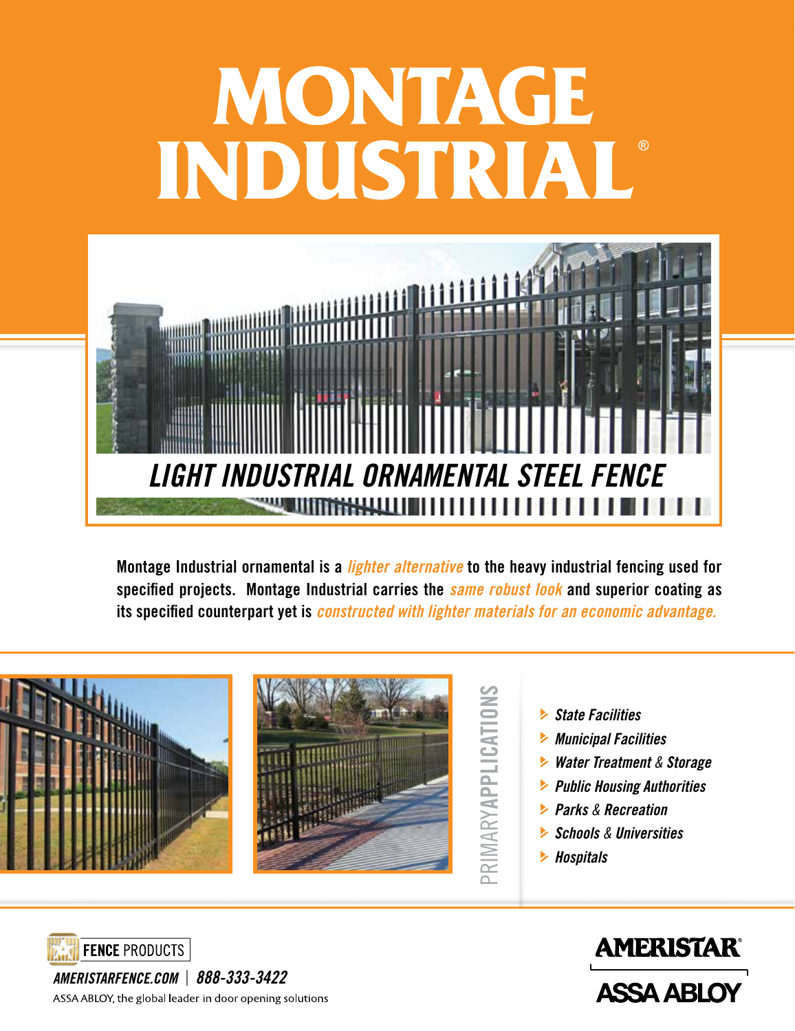# MONTAGE INDUSTRIAL®

## LIGHT INDUSTRIAL ORNAMENTAL STEEL FENCE

**Montage Industrial ornamental is a *lighter alternative* to the heavy industrial fencing used for specified projects. Montage Industrial carries the *same robust look* and superior coating as its specified counterpart yet is *constructed with lighter materials for an economic advantage.***

### PRIMARY APPLICATIONS

- *State Facilities*
- *Municipal Facilities*
- *Water Treatment & Storage*
- *Public Housing Authorities*
- *Parks & Recreation*
- *Schools & Universities*
- *Hospitals*

FENCE PRODUCTS

*AMERISTARFENCE.COM | 888-333-3422*

ASSA ABLOY, the global leader in door opening solutions

AMERISTAR®

ASSA ABLOY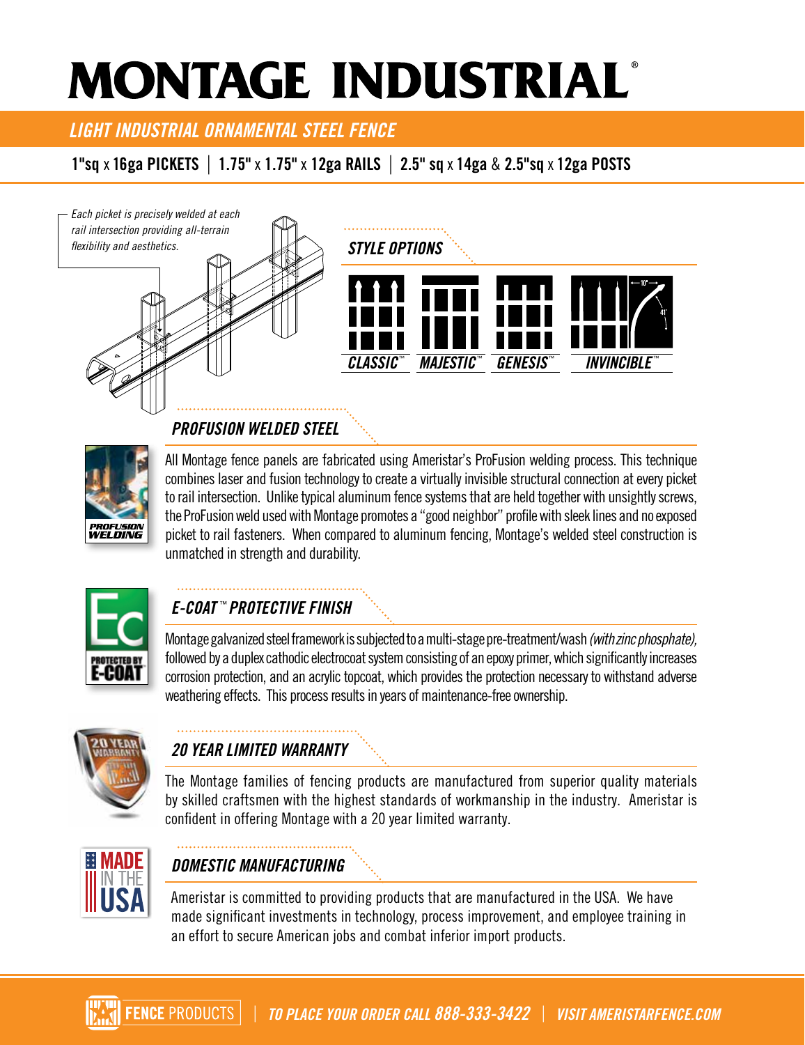# MONTAGE INDUSTRIAL®

## *LIGHT INDUSTRIAL ORNAMENTAL STEEL FENCE*

**1"sq x 16ga PICKETS | 1.75" x 1.75" x 12ga RAILS | 2.5" sq x 14ga & 2.5"sq x 12ga POSTS**

*Each picket is precisely welded at each rail intersection providing all-terrain flexibility and aesthetics.*

### *STYLE OPTIONS*

*CLASSIC™* *MAJESTIC™* *GENESIS™* *INVINCIBLE™*

10" 41"

### *PROFUSION WELDED STEEL*

PROFUSION WELDING

All Montage fence panels are fabricated using Ameristar's ProFusion welding process. This technique combines laser and fusion technology to create a virtually invisible structural connection at every picket to rail intersection. Unlike typical aluminum fence systems that are held together with unsightly screws, the ProFusion weld used with Montage promotes a "good neighbor" profile with sleek lines and no exposed picket to rail fasteners. When compared to aluminum fencing, Montage's welded steel construction is unmatched in strength and durability.

### *E-COAT™ PROTECTIVE FINISH*

Ec PROTECTED BY E-COAT

Montage galvanized steel framework is subjected to a multi-stage pre-treatment/wash *(with zinc phosphate),* followed by a duplex cathodic electrocoat system consisting of an epoxy primer, which significantly increases corrosion protection, and an acrylic topcoat, which provides the protection necessary to withstand adverse weathering effects. This process results in years of maintenance-free ownership.

### *20 YEAR LIMITED WARRANTY*

The Montage families of fencing products are manufactured from superior quality materials by skilled craftsmen with the highest standards of workmanship in the industry. Ameristar is confident in offering Montage with a 20 year limited warranty.

### *DOMESTIC MANUFACTURING*

MADE IN THE USA

Ameristar is committed to providing products that are manufactured in the USA. We have made significant investments in technology, process improvement, and employee training in an effort to secure American jobs and combat inferior import products.

FENCE PRODUCTS | *TO PLACE YOUR ORDER CALL 888-333-3422* | *VISIT AMERISTARFENCE.COM*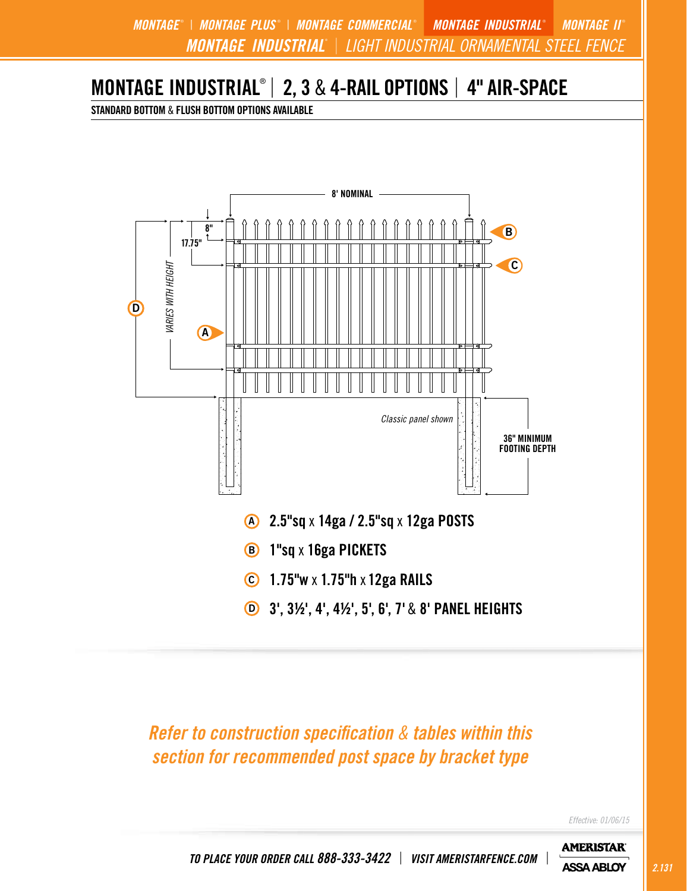# MONTAGE INDUSTRIAL® | 2, 3 & 4-RAIL OPTIONS | 4" AIR-SPACE

**STANDARD BOTTOM & FLUSH BOTTOM OPTIONS AVAILABLE**

8' NOMINAL

8"

17.75"

VARIES WITH HEIGHT

Classic panel shown

36" MINIMUM FOOTING DEPTH

- **A** 2.5"sq x 14ga / 2.5"sq x 12ga POSTS
- **B** 1"sq x 16ga PICKETS
- **C** 1.75"w x 1.75"h x 12ga RAILS
- **D** 3', 3½', 4', 4½', 5', 6', 7' & 8' PANEL HEIGHTS

*Refer to construction specification & tables within this section for recommended post space by bracket type*

*Effective: 01/06/15*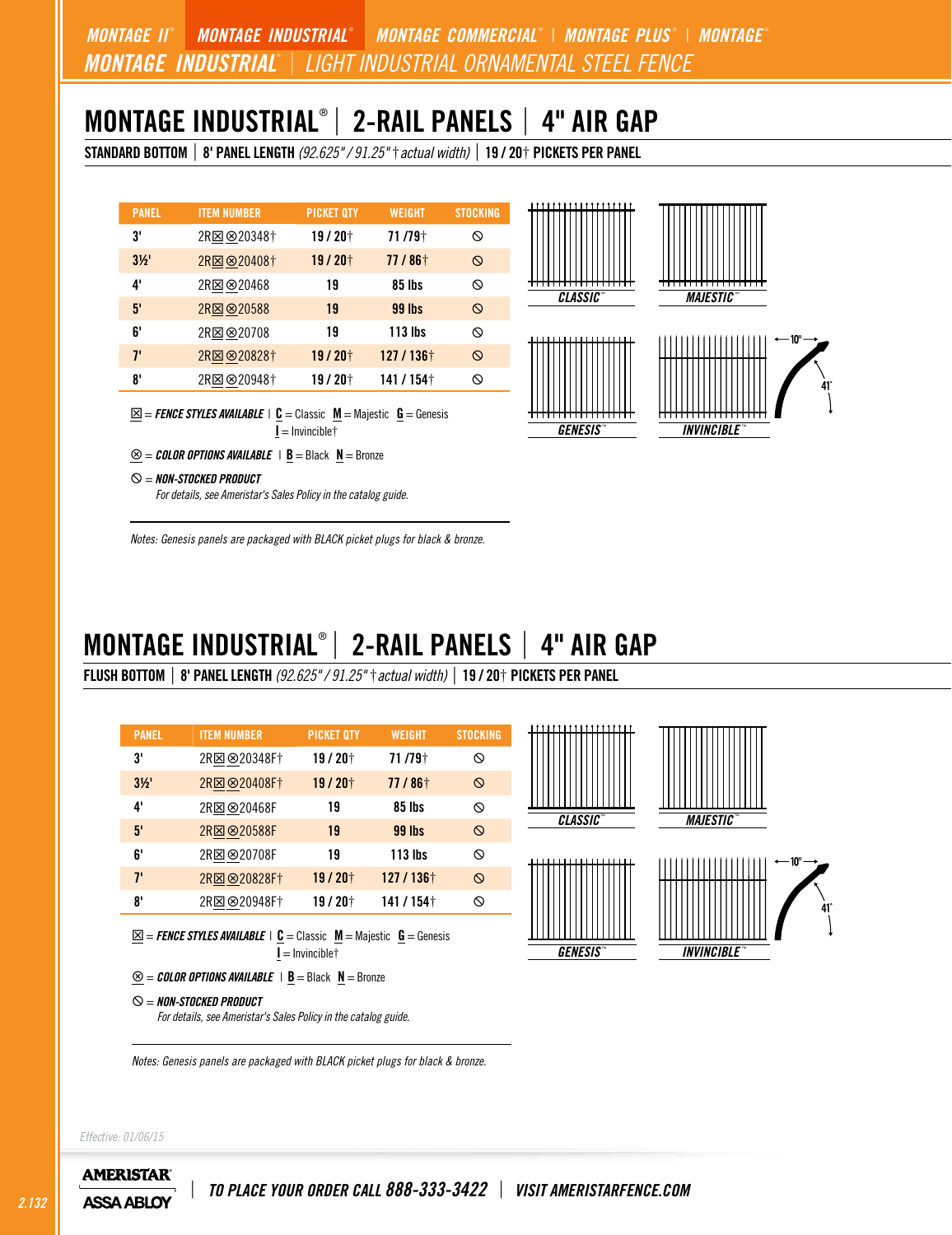MONTAGE II® | MONTAGE INDUSTRIAL® | MONTAGE COMMERCIAL® | MONTAGE PLUS® | MONTAGE®

MONTAGE INDUSTRIAL® | LIGHT INDUSTRIAL ORNAMENTAL STEEL FENCE

# MONTAGE INDUSTRIAL® | 2-RAIL PANELS | 4" AIR GAP

**STANDARD BOTTOM | 8' PANEL LENGTH** *(92.625" / 91.25" † actual width)* | **19 / 20† PICKETS PER PANEL**

| PANEL | ITEM NUMBER | PICKET QTY | WEIGHT | STOCKING |
|---|---|---|---|---|
| 3' | 2R☒⊗20348† | 19 / 20† | 71 /79† | ⃠ |
| 3½' | 2R☒⊗20408† | 19 / 20† | 77 / 86† | ⃠ |
| 4' | 2R☒⊗20468 | 19 | 85 lbs | ⃠ |
| 5' | 2R☒⊗20588 | 19 | 99 lbs | ⃠ |
| 6' | 2R☒⊗20708 | 19 | 113 lbs | ⃠ |
| 7' | 2R☒⊗20828† | 19 / 20† | 127 / 136† | ⃠ |
| 8' | 2R☒⊗20948† | 19 / 20† | 141 / 154† | ⃠ |

☒ = ***FENCE STYLES AVAILABLE*** | **C** = Classic **M** = Majestic **G** = Genesis **I** = Invincible†

⊗ = ***COLOR OPTIONS AVAILABLE*** | **B** = Black **N** = Bronze

⃠ = ***NON-STOCKED PRODUCT***
*For details, see Ameristar's Sales Policy in the catalog guide.*

*Notes: Genesis panels are packaged with BLACK picket plugs for black & bronze.*

CLASSIC™ | MAJESTIC™ | GENESIS™ | INVINCIBLE™

10" | 41°

# MONTAGE INDUSTRIAL® | 2-RAIL PANELS | 4" AIR GAP

**FLUSH BOTTOM | 8' PANEL LENGTH** *(92.625" / 91.25" † actual width)* | **19 / 20† PICKETS PER PANEL**

| PANEL | ITEM NUMBER | PICKET QTY | WEIGHT | STOCKING |
|---|---|---|---|---|
| 3' | 2R☒⊗20348F† | 19 / 20† | 71 /79† | ⃠ |
| 3½' | 2R☒⊗20408F† | 19 / 20† | 77 / 86† | ⃠ |
| 4' | 2R☒⊗20468F | 19 | 85 lbs | ⃠ |
| 5' | 2R☒⊗20588F | 19 | 99 lbs | ⃠ |
| 6' | 2R☒⊗20708F | 19 | 113 lbs | ⃠ |
| 7' | 2R☒⊗20828F† | 19 / 20† | 127 / 136† | ⃠ |
| 8' | 2R☒⊗20948F† | 19 / 20† | 141 / 154† | ⃠ |

☒ = ***FENCE STYLES AVAILABLE*** | **C** = Classic **M** = Majestic **G** = Genesis **I** = Invincible†

⊗ = ***COLOR OPTIONS AVAILABLE*** | **B** = Black **N** = Bronze

⃠ = ***NON-STOCKED PRODUCT***
*For details, see Ameristar's Sales Policy in the catalog guide.*

*Notes: Genesis panels are packaged with BLACK picket plugs for black & bronze.*

CLASSIC™ | MAJESTIC™ | GENESIS™ | INVINCIBLE™

10" | 41°

*Effective: 01/06/15*

AMERISTAR® ASSA ABLOY | *TO PLACE YOUR ORDER CALL 888-333-3422 | VISIT AMERISTARFENCE.COM*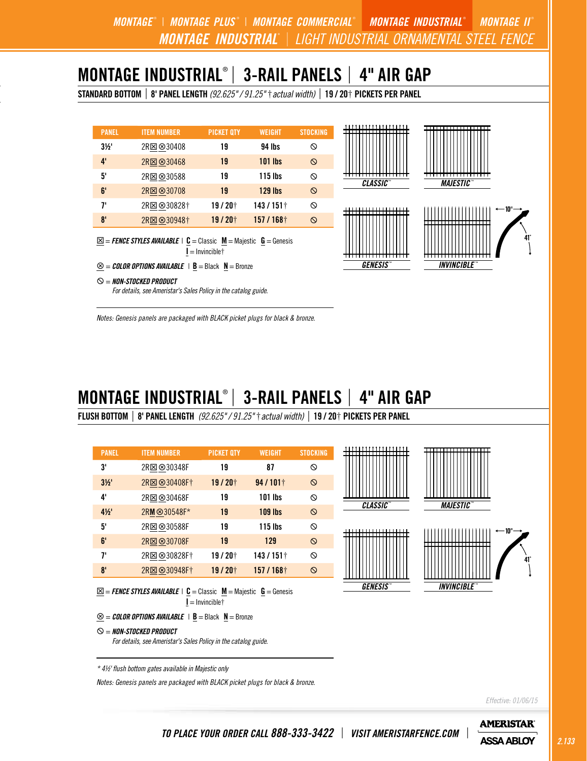# MONTAGE INDUSTRIAL® | 3-RAIL PANELS | 4" AIR GAP

**STANDARD BOTTOM | 8' PANEL LENGTH** *(92.625" / 91.25" † actual width)* | **19 / 20† PICKETS PER PANEL**

| PANEL | ITEM NUMBER | PICKET QTY | WEIGHT | STOCKING |
|---|---|---|---|---|
| 3½' | 2R⊠⊗30408 | 19 | 94 lbs | ⃠ |
| 4' | 2R⊠⊗30468 | 19 | 101 lbs | ⃠ |
| 5' | 2R⊠⊗30588 | 19 | 115 lbs | ⃠ |
| 6' | 2R⊠⊗30708 | 19 | 129 lbs | ⃠ |
| 7' | 2R⊠⊗30828† | 19 / 20† | 143 / 151† | ⃠ |
| 8' | 2R⊠⊗30948† | 19 / 20† | 157 / 168† | ⃠ |

⊠ = ***FENCE STYLES AVAILABLE*** | **C** = Classic **M** = Majestic **G** = Genesis **I** = Invincible†

⊗ = ***COLOR OPTIONS AVAILABLE*** | **B** = Black **N** = Bronze

⃠ = ***NON-STOCKED PRODUCT***
*For details, see Ameristar's Sales Policy in the catalog guide.*

*Notes: Genesis panels are packaged with BLACK picket plugs for black & bronze.*

CLASSIC™ MAJESTIC™ GENESIS™ INVINCIBLE™

10" 41°

# MONTAGE INDUSTRIAL® | 3-RAIL PANELS | 4" AIR GAP

**FLUSH BOTTOM | 8' PANEL LENGTH** *(92.625" / 91.25" † actual width)* | **19 / 20† PICKETS PER PANEL**

| PANEL | ITEM NUMBER | PICKET QTY | WEIGHT | STOCKING |
|---|---|---|---|---|
| 3' | 2R⊠⊗30348F | 19 | 87 | ⃠ |
| 3½' | 2R⊠⊗30408F† | 19 / 20† | 94 / 101† | ⃠ |
| 4' | 2R⊠⊗30468F | 19 | 101 lbs | ⃠ |
| 4½' | 2RM⊗30548F* | 19 | 109 lbs | ⃠ |
| 5' | 2R⊠⊗30588F | 19 | 115 lbs | ⃠ |
| 6' | 2R⊠⊗30708F | 19 | 129 | ⃠ |
| 7' | 2R⊠⊗30828F† | 19 / 20† | 143 / 151† | ⃠ |
| 8' | 2R⊠⊗30948F† | 19 / 20† | 157 / 168† | ⃠ |

⊠ = ***FENCE STYLES AVAILABLE*** | **C** = Classic **M** = Majestic **G** = Genesis **I** = Invincible†

⊗ = ***COLOR OPTIONS AVAILABLE*** | **B** = Black **N** = Bronze

⃠ = ***NON-STOCKED PRODUCT***
*For details, see Ameristar's Sales Policy in the catalog guide.*

*\* 4½' flush bottom gates available in Majestic only*

*Notes: Genesis panels are packaged with BLACK picket plugs for black & bronze.*

CLASSIC™ MAJESTIC™ GENESIS™ INVINCIBLE™

10" 41°

*Effective: 01/06/15*

***TO PLACE YOUR ORDER CALL 888-333-3422 | VISIT AMERISTARFENCE.COM***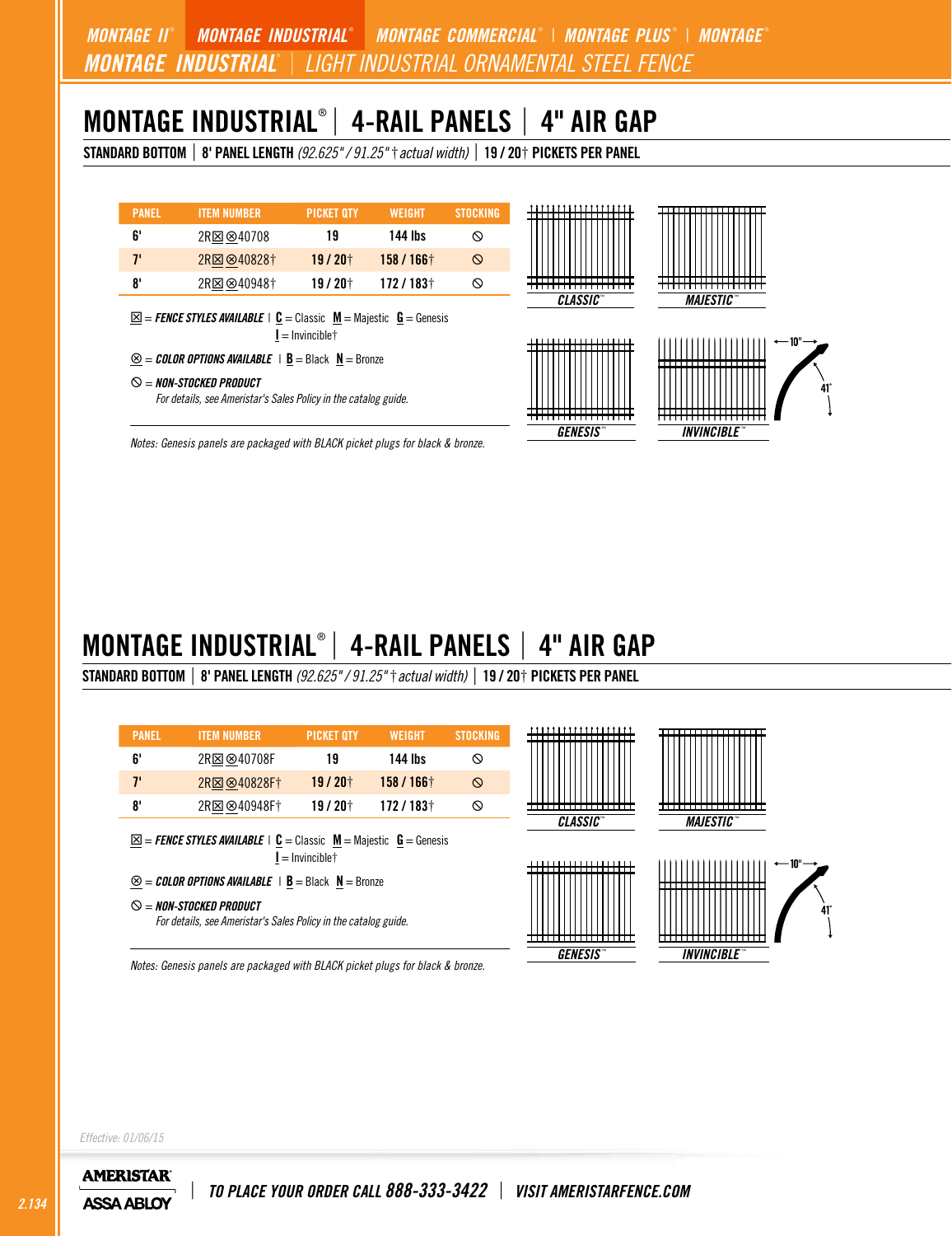MONTAGE II® | MONTAGE INDUSTRIAL® | MONTAGE COMMERCIAL® | MONTAGE PLUS® | MONTAGE®

MONTAGE INDUSTRIAL® | LIGHT INDUSTRIAL ORNAMENTAL STEEL FENCE

# MONTAGE INDUSTRIAL® | 4-RAIL PANELS | 4" AIR GAP

**STANDARD BOTTOM | 8' PANEL LENGTH** *(92.625" / 91.25" † actual width)* | **19 / 20† PICKETS PER PANEL**

| PANEL | ITEM NUMBER | PICKET QTY | WEIGHT | STOCKING |
|---|---|---|---|---|
| 6' | 2R☒⊗40708 | 19 | 144 lbs | ⃠ |
| 7' | 2R☒⊗40828† | 19 / 20† | 158 / 166† | ⃠ |
| 8' | 2R☒⊗40948† | 19 / 20† | 172 / 183† | ⃠ |

☒ = ***FENCE STYLES AVAILABLE*** | **C** = Classic **M** = Majestic **G** = Genesis **I** = Invincible†

⊗ = ***COLOR OPTIONS AVAILABLE*** | **B** = Black **N** = Bronze

⃠ = ***NON-STOCKED PRODUCT***
*For details, see Ameristar's Sales Policy in the catalog guide.*

*Notes: Genesis panels are packaged with BLACK picket plugs for black & bronze.*

CLASSIC™ | MAJESTIC™ | GENESIS™ | INVINCIBLE™ (10", 41°)

# MONTAGE INDUSTRIAL® | 4-RAIL PANELS | 4" AIR GAP

**STANDARD BOTTOM | 8' PANEL LENGTH** *(92.625" / 91.25" † actual width)* | **19 / 20† PICKETS PER PANEL**

| PANEL | ITEM NUMBER | PICKET QTY | WEIGHT | STOCKING |
|---|---|---|---|---|
| 6' | 2R☒⊗40708F | 19 | 144 lbs | ⃠ |
| 7' | 2R☒⊗40828F† | 19 / 20† | 158 / 166† | ⃠ |
| 8' | 2R☒⊗40948F† | 19 / 20† | 172 / 183† | ⃠ |

☒ = ***FENCE STYLES AVAILABLE*** | **C** = Classic **M** = Majestic **G** = Genesis **I** = Invincible†

⊗ = ***COLOR OPTIONS AVAILABLE*** | **B** = Black **N** = Bronze

⃠ = ***NON-STOCKED PRODUCT***
*For details, see Ameristar's Sales Policy in the catalog guide.*

*Notes: Genesis panels are packaged with BLACK picket plugs for black & bronze.*

CLASSIC™ | MAJESTIC™ | GENESIS™ | INVINCIBLE™ (10", 41°)

*Effective: 01/06/15*

AMERISTAR | ASSA ABLOY | TO PLACE YOUR ORDER CALL 888-333-3422 | VISIT AMERISTARFENCE.COM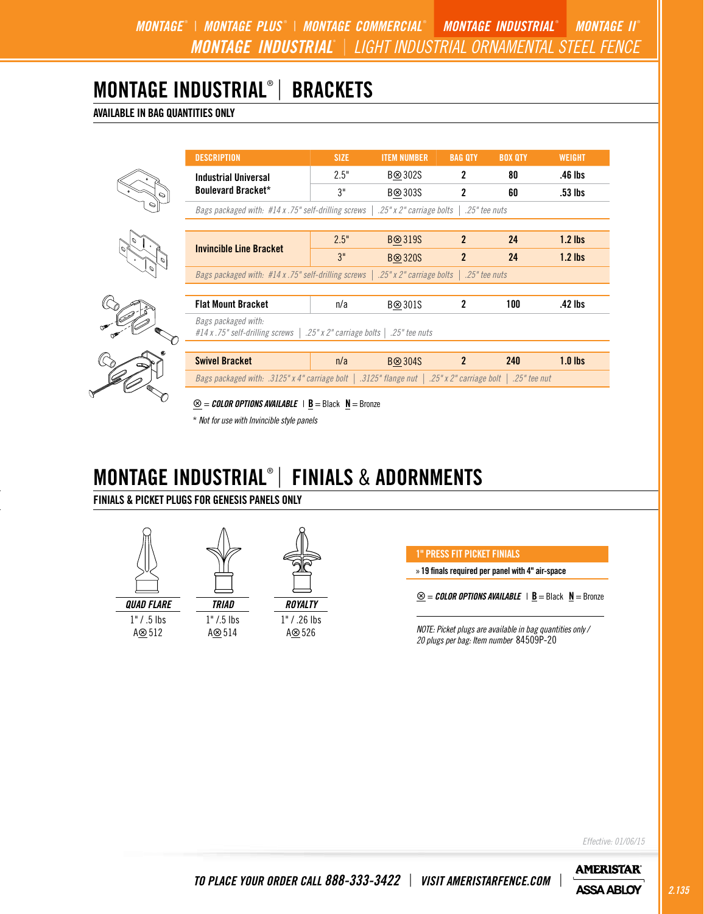# MONTAGE INDUSTRIAL® | BRACKETS

**AVAILABLE IN BAG QUANTITIES ONLY**

| DESCRIPTION | SIZE | ITEM NUMBER | BAG QTY | BOX QTY | WEIGHT |
|---|---|---|---|---|---|
| **Industrial Universal Boulevard Bracket*** | 2.5" | B⊗302S | 2 | 80 | .46 lbs |
| | 3" | B⊗303S | 2 | 60 | .53 lbs |
| *Bags packaged with: #14 x .75" self-drilling screws \| .25" x 2" carriage bolts \| .25" tee nuts* | | | | | |
| **Invincible Line Bracket** | 2.5" | B⊗319S | 2 | 24 | 1.2 lbs |
| | 3" | B⊗320S | 2 | 24 | 1.2 lbs |
| *Bags packaged with: #14 x .75" self-drilling screws \| .25" x 2" carriage bolts \| .25" tee nuts* | | | | | |
| **Flat Mount Bracket** | n/a | B⊗301S | 2 | 100 | .42 lbs |
| *Bags packaged with: #14 x .75" self-drilling screws \| .25" x 2" carriage bolts \| .25" tee nuts* | | | | | |
| **Swivel Bracket** | n/a | B⊗304S | 2 | 240 | 1.0 lbs |
| *Bags packaged with: .3125" x 4" carriage bolt \| .3125" flange nut \| .25" x 2" carriage bolt \| .25" tee nut* | | | | | |

⊗ = ***COLOR OPTIONS AVAILABLE*** | **B** = Black **N** = Bronze

*\* Not for use with Invincible style panels*

# MONTAGE INDUSTRIAL® | FINIALS & ADORNMENTS

**FINIALS & PICKET PLUGS FOR GENESIS PANELS ONLY**

| ***QUAD FLARE*** | ***TRIAD*** | ***ROYALTY*** |
|---|---|---|
| 1" / .5 lbs | 1" /.5 lbs | 1" / .26 lbs |
| A⊗512 | A⊗514 | A⊗526 |

**1" PRESS FIT PICKET FINIALS**

» **19 finals required per panel with 4" air-space**

⊗ = ***COLOR OPTIONS AVAILABLE*** | **B** = Black **N** = Bronze

*NOTE: Picket plugs are available in bag quantities only / 20 plugs per bag: Item number* 84509P-20

*Effective: 01/06/15*

***TO PLACE YOUR ORDER CALL 888-333-3422 | VISIT AMERISTARFENCE.COM***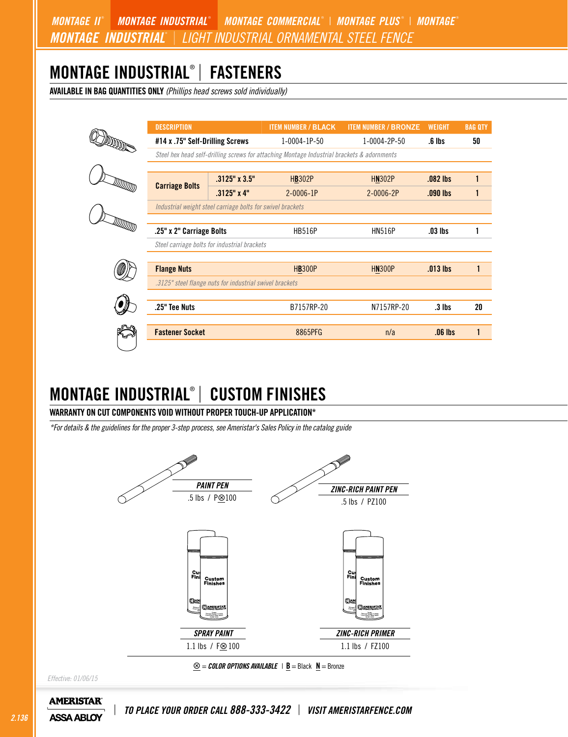MONTAGE II® | MONTAGE INDUSTRIAL® | MONTAGE COMMERCIAL® | MONTAGE PLUS® | MONTAGE®

MONTAGE INDUSTRIAL® | LIGHT INDUSTRIAL ORNAMENTAL STEEL FENCE

# MONTAGE INDUSTRIAL® | FASTENERS

**AVAILABLE IN BAG QUANTITIES ONLY** *(Phillips head screws sold individually)*

| DESCRIPTION | | ITEM NUMBER / BLACK | ITEM NUMBER / BRONZE | WEIGHT | BAG QTY |
|---|---|---|---|---|---|
| **#14 x .75" Self-Drilling Screws** | | 1-0004-1P-50 | 1-0004-2P-50 | **.6 lbs** | **50** |
| *Steel hex head self-drilling screws for attaching Montage Industrial brackets & adornments* | | | | | |
| **Carriage Bolts** | **.3125" x 3.5"** | H**B**302P | H**N**302P | **.082 lbs** | **1** |
| | **.3125" x 4"** | 2-0006-1P | 2-0006-2P | **.090 lbs** | **1** |
| *Industrial weight steel carriage bolts for swivel brackets* | | | | | |
| **.25" x 2" Carriage Bolts** | | HB516P | HN516P | **.03 lbs** | **1** |
| *Steel carriage bolts for industrial brackets* | | | | | |
| **Flange Nuts** | | H**B**300P | H**N**300P | **.013 lbs** | **1** |
| *.3125" steel flange nuts for industrial swivel brackets* | | | | | |
| **.25" Tee Nuts** | | B7157RP-20 | N7157RP-20 | **.3 lbs** | **20** |
| **Fastener Socket** | | 8865PFG | n/a | **.06 lbs** | **1** |

# MONTAGE INDUSTRIAL® | CUSTOM FINISHES

**WARRANTY ON CUT COMPONENTS VOID WITHOUT PROPER TOUCH-UP APPLICATION***

*\*For details & the guidelines for the proper 3-step process, see Ameristar's Sales Policy in the catalog guide*

***PAINT PEN***
.5 lbs / P⊗100

***ZINC-RICH PAINT PEN***
.5 lbs / PZ100

***SPRAY PAINT***
1.1 lbs / F⊗100

***ZINC-RICH PRIMER***
1.1 lbs / FZ100

⊗ = ***COLOR OPTIONS AVAILABLE*** | **B** = Black **N** = Bronze

*Effective: 01/06/15*

*TO PLACE YOUR ORDER CALL 888-333-3422 | VISIT AMERISTARFENCE.COM*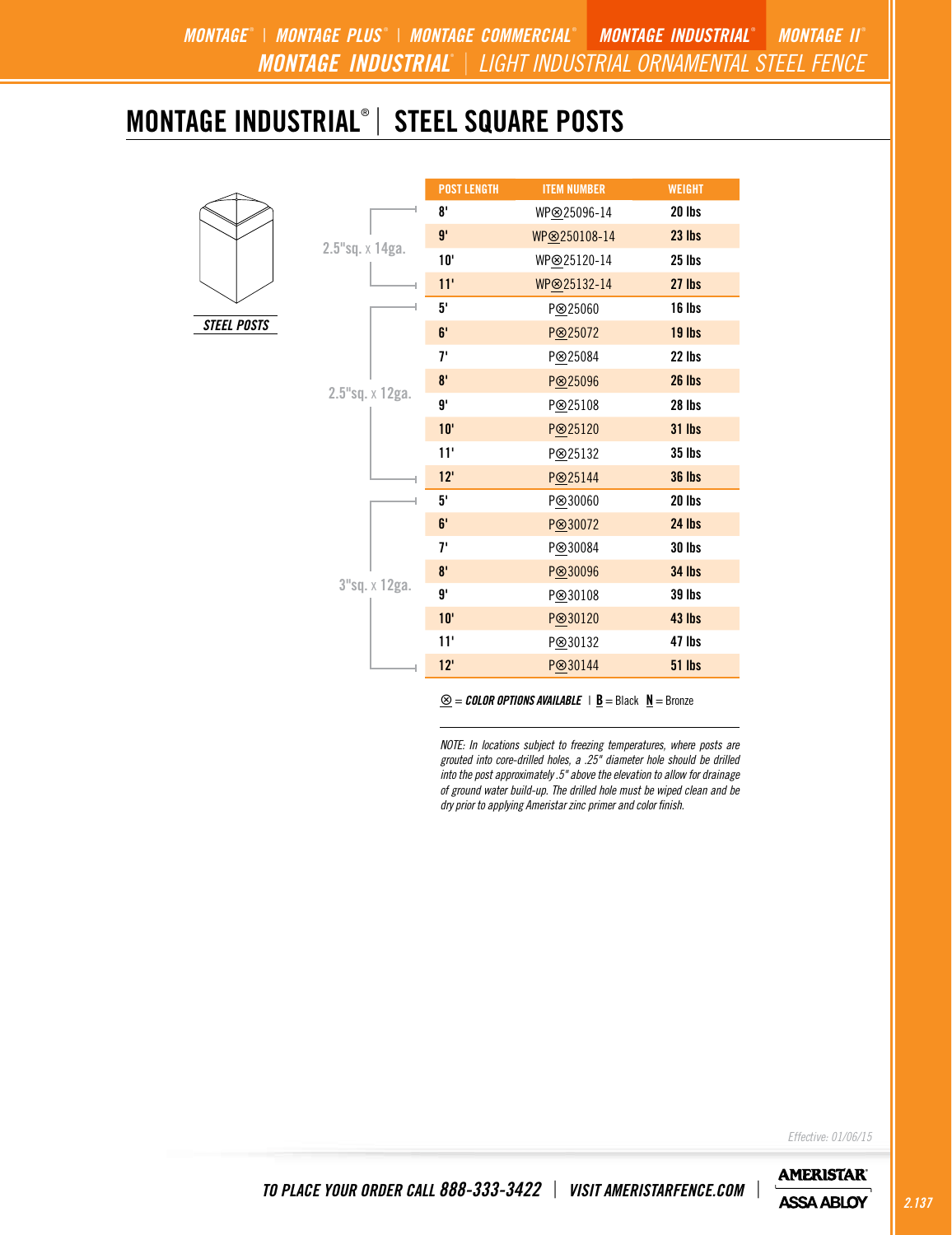# MONTAGE INDUSTRIAL® | STEEL SQUARE POSTS

**STEEL POSTS**

| Size | POST LENGTH | ITEM NUMBER | WEIGHT |
|---|---|---|---|
| 2.5"sq. x 14ga. | 8' | WP⊗25096-14 | 20 lbs |
| | 9' | WP⊗250108-14 | 23 lbs |
| | 10' | WP⊗25120-14 | 25 lbs |
| | 11' | WP⊗25132-14 | 27 lbs |
| 2.5"sq. x 12ga. | 5' | P⊗25060 | 16 lbs |
| | 6' | P⊗25072 | 19 lbs |
| | 7' | P⊗25084 | 22 lbs |
| | 8' | P⊗25096 | 26 lbs |
| | 9' | P⊗25108 | 28 lbs |
| | 10' | P⊗25120 | 31 lbs |
| | 11' | P⊗25132 | 35 lbs |
| | 12' | P⊗25144 | 36 lbs |
| 3"sq. x 12ga. | 5' | P⊗30060 | 20 lbs |
| | 6' | P⊗30072 | 24 lbs |
| | 7' | P⊗30084 | 30 lbs |
| | 8' | P⊗30096 | 34 lbs |
| | 9' | P⊗30108 | 39 lbs |
| | 10' | P⊗30120 | 43 lbs |
| | 11' | P⊗30132 | 47 lbs |
| | 12' | P⊗30144 | 51 lbs |

⊗ = ***COLOR OPTIONS AVAILABLE*** | **B** = Black **N** = Bronze

*NOTE: In locations subject to freezing temperatures, where posts are grouted into core-drilled holes, a .25" diameter hole should be drilled into the post approximately .5" above the elevation to allow for drainage of ground water build-up. The drilled hole must be wiped clean and be dry prior to applying Ameristar zinc primer and color finish.*

*Effective: 01/06/15*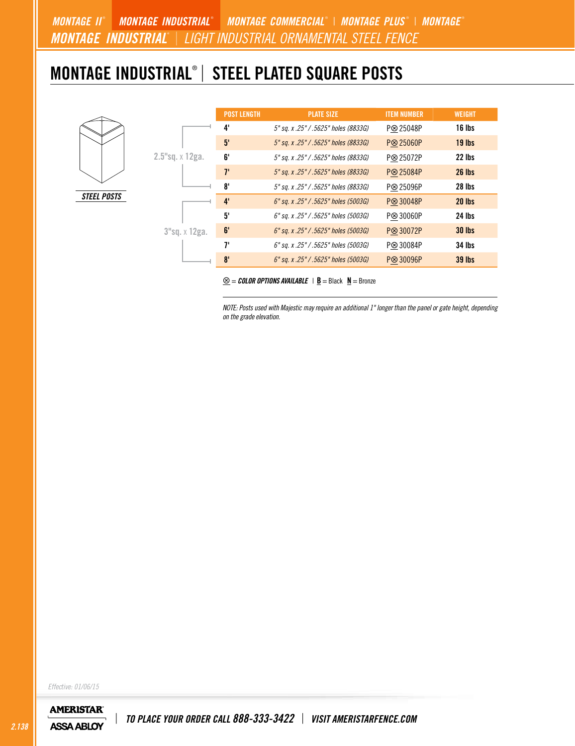# MONTAGE INDUSTRIAL® | STEEL PLATED SQUARE POSTS

STEEL POSTS

| | POST LENGTH | PLATE SIZE | ITEM NUMBER | WEIGHT |
|---|---|---|---|---|
| 2.5"sq. x 12ga. | 4' | 5" sq. x .25" / .5625" holes (8833G) | P⊗25048P | 16 lbs |
| | 5' | 5" sq. x .25" / .5625" holes (8833G) | P⊗25060P | 19 lbs |
| | 6' | 5" sq. x .25" / .5625" holes (8833G) | P⊗25072P | 22 lbs |
| | 7' | 5" sq. x .25" / .5625" holes (8833G) | P⊗25084P | 26 lbs |
| | 8' | 5" sq. x .25" / .5625" holes (8833G) | P⊗25096P | 28 lbs |
| 3"sq. x 12ga. | 4' | 6" sq. x .25" / .5625" holes (5003G) | P⊗30048P | 20 lbs |
| | 5' | 6" sq. x .25" / .5625" holes (5003G) | P⊗30060P | 24 lbs |
| | 6' | 6" sq. x .25" / .5625" holes (5003G) | P⊗30072P | 30 lbs |
| | 7' | 6" sq. x .25" / .5625" holes (5003G) | P⊗30084P | 34 lbs |
| | 8' | 6" sq. x .25" / .5625" holes (5003G) | P⊗30096P | 39 lbs |

⊗ = *COLOR OPTIONS AVAILABLE* | **B** = Black **N** = Bronze

*NOTE: Posts used with Majestic may require an additional 1" longer than the panel or gate height, depending on the grade elevation.*

*Effective: 01/06/15*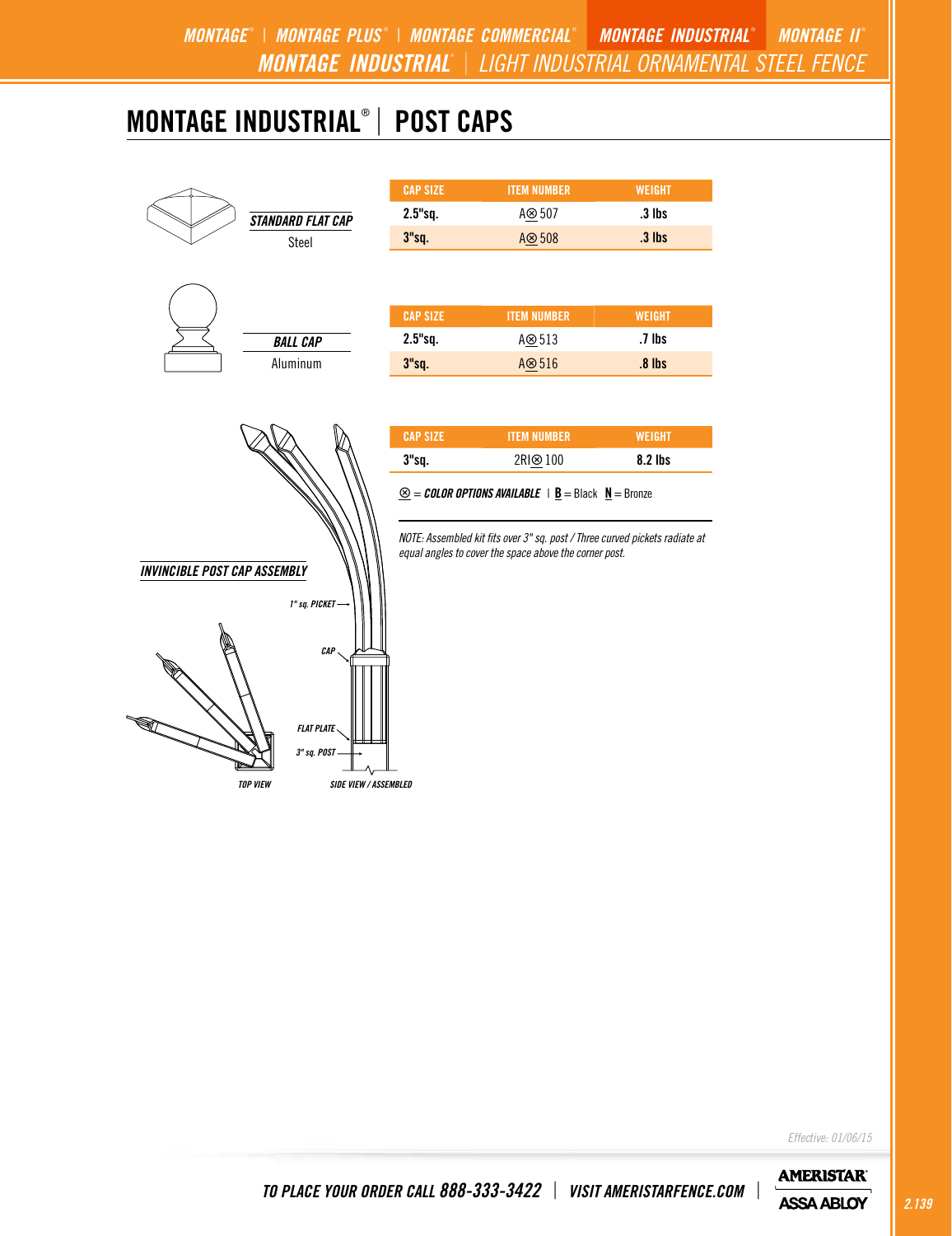# MONTAGE INDUSTRIAL® | POST CAPS

***STANDARD FLAT CAP***
Steel

| CAP SIZE | ITEM NUMBER | WEIGHT |
|---|---|---|
| 2.5"sq. | A⊗507 | .3 lbs |
| 3"sq. | A⊗508 | .3 lbs |

***BALL CAP***
Aluminum

| CAP SIZE | ITEM NUMBER | WEIGHT |
|---|---|---|
| 2.5"sq. | A⊗513 | .7 lbs |
| 3"sq. | A⊗516 | .8 lbs |

***INVINCIBLE POST CAP ASSEMBLY***

| CAP SIZE | ITEM NUMBER | WEIGHT |
|---|---|---|
| 3"sq. | 2RI⊗100 | 8.2 lbs |

⊗ = ***COLOR OPTIONS AVAILABLE*** | **B** = Black **N** = Bronze

*NOTE: Assembled kit fits over 3" sq. post / Three curved pickets radiate at equal angles to cover the space above the corner post.*

*1" sq. PICKET*

*CAP*

*FLAT PLATE*

*3" sq. POST*

*TOP VIEW*

*SIDE VIEW / ASSEMBLED*

*Effective: 01/06/15*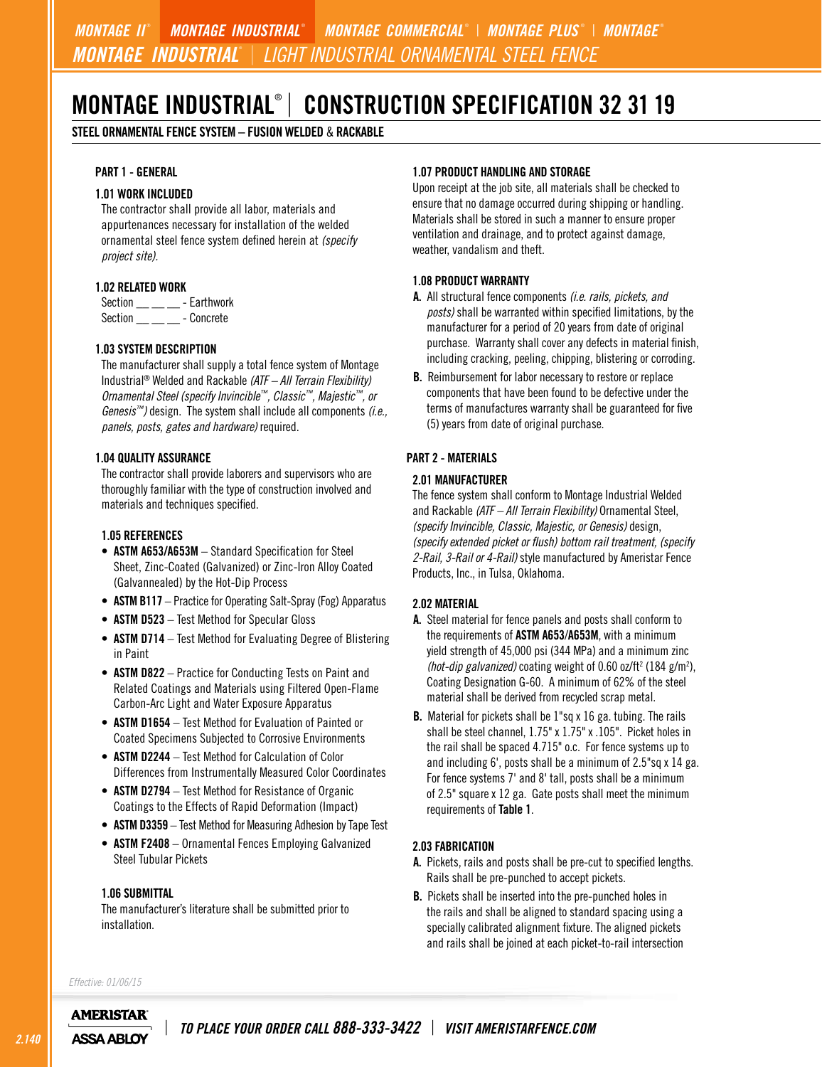# MONTAGE INDUSTRIAL® | CONSTRUCTION SPECIFICATION 32 31 19

**STEEL ORNAMENTAL FENCE SYSTEM – FUSION WELDED & RACKABLE**

## PART 1 - GENERAL

### 1.01 WORK INCLUDED

The contractor shall provide all labor, materials and appurtenances necessary for installation of the welded ornamental steel fence system defined herein at *(specify project site).*

### 1.02 RELATED WORK

Section __ __ __ - Earthwork
Section __ __ __ - Concrete

### 1.03 SYSTEM DESCRIPTION

The manufacturer shall supply a total fence system of Montage Industrial® Welded and Rackable *(ATF – All Terrain Flexibility) Ornamental Steel (specify Invincible™, Classic™, Majestic™, or Genesis™)* design. The system shall include all components *(i.e., panels, posts, gates and hardware)* required.

### 1.04 QUALITY ASSURANCE

The contractor shall provide laborers and supervisors who are thoroughly familiar with the type of construction involved and materials and techniques specified.

### 1.05 REFERENCES

- **ASTM A653/A653M** – Standard Specification for Steel Sheet, Zinc-Coated (Galvanized) or Zinc-Iron Alloy Coated (Galvannealed) by the Hot-Dip Process
- **ASTM B117** – Practice for Operating Salt-Spray (Fog) Apparatus
- **ASTM D523** – Test Method for Specular Gloss
- **ASTM D714** – Test Method for Evaluating Degree of Blistering in Paint
- **ASTM D822** – Practice for Conducting Tests on Paint and Related Coatings and Materials using Filtered Open-Flame Carbon-Arc Light and Water Exposure Apparatus
- **ASTM D1654** – Test Method for Evaluation of Painted or Coated Specimens Subjected to Corrosive Environments
- **ASTM D2244** – Test Method for Calculation of Color Differences from Instrumentally Measured Color Coordinates
- **ASTM D2794** – Test Method for Resistance of Organic Coatings to the Effects of Rapid Deformation (Impact)
- **ASTM D3359** – Test Method for Measuring Adhesion by Tape Test
- **ASTM F2408** – Ornamental Fences Employing Galvanized Steel Tubular Pickets

### 1.06 SUBMITTAL

The manufacturer's literature shall be submitted prior to installation.

### 1.07 PRODUCT HANDLING AND STORAGE

Upon receipt at the job site, all materials shall be checked to ensure that no damage occurred during shipping or handling. Materials shall be stored in such a manner to ensure proper ventilation and drainage, and to protect against damage, weather, vandalism and theft.

### 1.08 PRODUCT WARRANTY

**A.** All structural fence components *(i.e. rails, pickets, and posts)* shall be warranted within specified limitations, by the manufacturer for a period of 20 years from date of original purchase. Warranty shall cover any defects in material finish, including cracking, peeling, chipping, blistering or corroding.

**B.** Reimbursement for labor necessary to restore or replace components that have been found to be defective under the terms of manufactures warranty shall be guaranteed for five (5) years from date of original purchase.

## PART 2 - MATERIALS

### 2.01 MANUFACTURER

The fence system shall conform to Montage Industrial Welded and Rackable *(ATF – All Terrain Flexibility)* Ornamental Steel, *(specify Invincible, Classic, Majestic, or Genesis)* design, *(specify extended picket or flush) bottom rail treatment, (specify 2-Rail, 3-Rail or 4-Rail)* style manufactured by Ameristar Fence Products, Inc., in Tulsa, Oklahoma.

### 2.02 MATERIAL

**A.** Steel material for fence panels and posts shall conform to the requirements of **ASTM A653/A653M**, with a minimum yield strength of 45,000 psi (344 MPa) and a minimum zinc *(hot-dip galvanized)* coating weight of 0.60 oz/ft$^2$ (184 g/m$^2$), Coating Designation G-60. A minimum of 62% of the steel material shall be derived from recycled scrap metal.

**B.** Material for pickets shall be 1"sq x 16 ga. tubing. The rails shall be steel channel, 1.75" x 1.75" x .105". Picket holes in the rail shall be spaced 4.715" o.c. For fence systems up to and including 6', posts shall be a minimum of 2.5"sq x 14 ga. For fence systems 7' and 8' tall, posts shall be a minimum of 2.5" square x 12 ga. Gate posts shall meet the minimum requirements of **Table 1**.

### 2.03 FABRICATION

**A.** Pickets, rails and posts shall be pre-cut to specified lengths. Rails shall be pre-punched to accept pickets.

**B.** Pickets shall be inserted into the pre-punched holes in the rails and shall be aligned to standard spacing using a specially calibrated alignment fixture. The aligned pickets and rails shall be joined at each picket-to-rail intersection

*Effective: 01/06/15*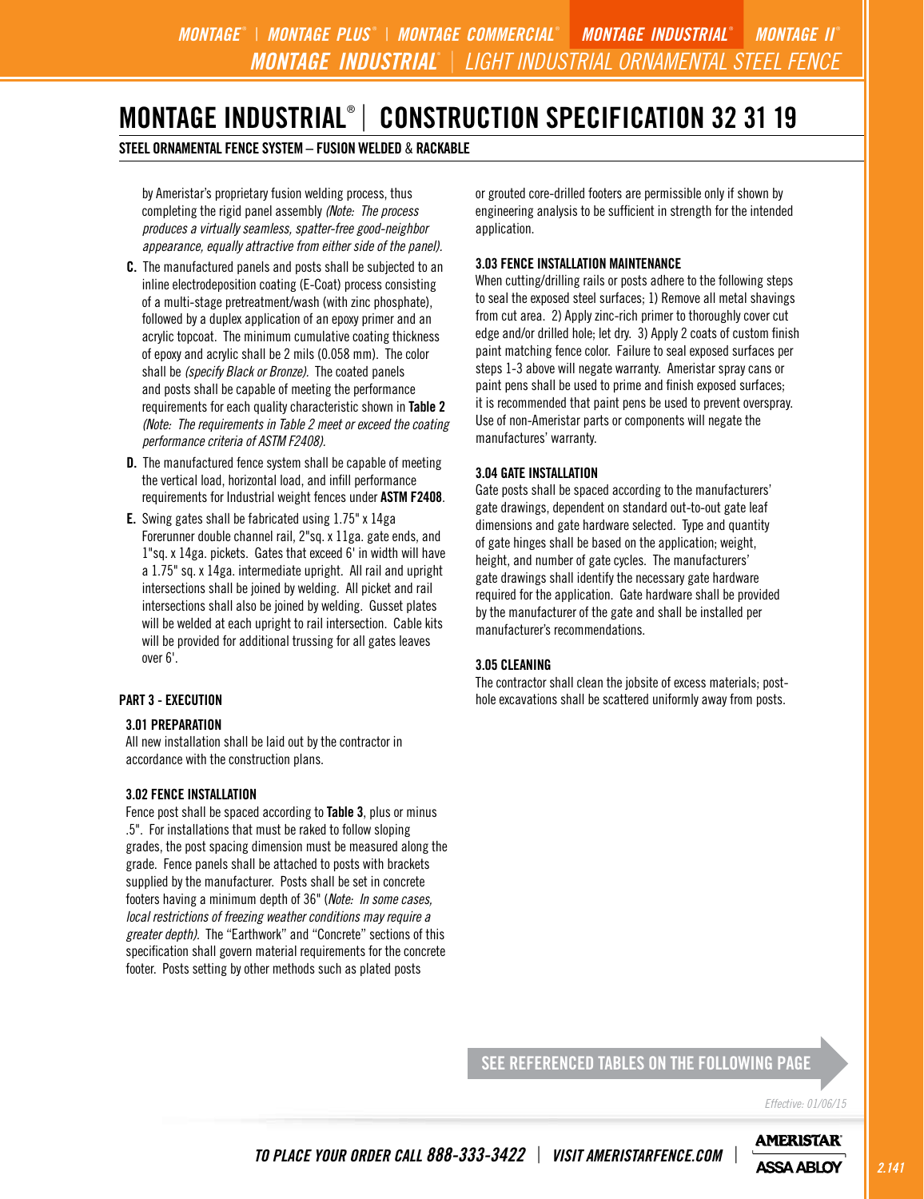# MONTAGE INDUSTRIAL® | CONSTRUCTION SPECIFICATION 32 31 19

**STEEL ORNAMENTAL FENCE SYSTEM – FUSION WELDED & RACKABLE**

by Ameristar's proprietary fusion welding process, thus completing the rigid panel assembly *(Note: The process produces a virtually seamless, spatter-free good-neighbor appearance, equally attractive from either side of the panel).*

**C.** The manufactured panels and posts shall be subjected to an inline electrodeposition coating (E-Coat) process consisting of a multi-stage pretreatment/wash (with zinc phosphate), followed by a duplex application of an epoxy primer and an acrylic topcoat. The minimum cumulative coating thickness of epoxy and acrylic shall be 2 mils (0.058 mm). The color shall be *(specify Black or Bronze)*. The coated panels and posts shall be capable of meeting the performance requirements for each quality characteristic shown in **Table 2** *(Note: The requirements in Table 2 meet or exceed the coating performance criteria of ASTM F2408).*

**D.** The manufactured fence system shall be capable of meeting the vertical load, horizontal load, and infill performance requirements for Industrial weight fences under **ASTM F2408**.

**E.** Swing gates shall be fabricated using 1.75" x 14ga Forerunner double channel rail, 2"sq. x 11ga. gate ends, and 1"sq. x 14ga. pickets. Gates that exceed 6' in width will have a 1.75" sq. x 14ga. intermediate upright. All rail and upright intersections shall be joined by welding. All picket and rail intersections shall also be joined by welding. Gusset plates will be welded at each upright to rail intersection. Cable kits will be provided for additional trussing for all gates leaves over 6'.

## PART 3 - EXECUTION

### 3.01 PREPARATION

All new installation shall be laid out by the contractor in accordance with the construction plans.

### 3.02 FENCE INSTALLATION

Fence post shall be spaced according to **Table 3**, plus or minus .5". For installations that must be raked to follow sloping grades, the post spacing dimension must be measured along the grade. Fence panels shall be attached to posts with brackets supplied by the manufacturer. Posts shall be set in concrete footers having a minimum depth of 36" (*Note: In some cases, local restrictions of freezing weather conditions may require a greater depth).* The "Earthwork" and "Concrete" sections of this specification shall govern material requirements for the concrete footer. Posts setting by other methods such as plated posts or grouted core-drilled footers are permissible only if shown by engineering analysis to be sufficient in strength for the intended application.

### 3.03 FENCE INSTALLATION MAINTENANCE

When cutting/drilling rails or posts adhere to the following steps to seal the exposed steel surfaces; 1) Remove all metal shavings from cut area. 2) Apply zinc-rich primer to thoroughly cover cut edge and/or drilled hole; let dry. 3) Apply 2 coats of custom finish paint matching fence color. Failure to seal exposed surfaces per steps 1-3 above will negate warranty. Ameristar spray cans or paint pens shall be used to prime and finish exposed surfaces; it is recommended that paint pens be used to prevent overspray. Use of non-Ameristar parts or components will negate the manufactures' warranty.

### 3.04 GATE INSTALLATION

Gate posts shall be spaced according to the manufacturers' gate drawings, dependent on standard out-to-out gate leaf dimensions and gate hardware selected. Type and quantity of gate hinges shall be based on the application; weight, height, and number of gate cycles. The manufacturers' gate drawings shall identify the necessary gate hardware required for the application. Gate hardware shall be provided by the manufacturer of the gate and shall be installed per manufacturer's recommendations.

### 3.05 CLEANING

The contractor shall clean the jobsite of excess materials; post-hole excavations shall be scattered uniformly away from posts.

SEE REFERENCED TABLES ON THE FOLLOWING PAGE

*Effective: 01/06/15*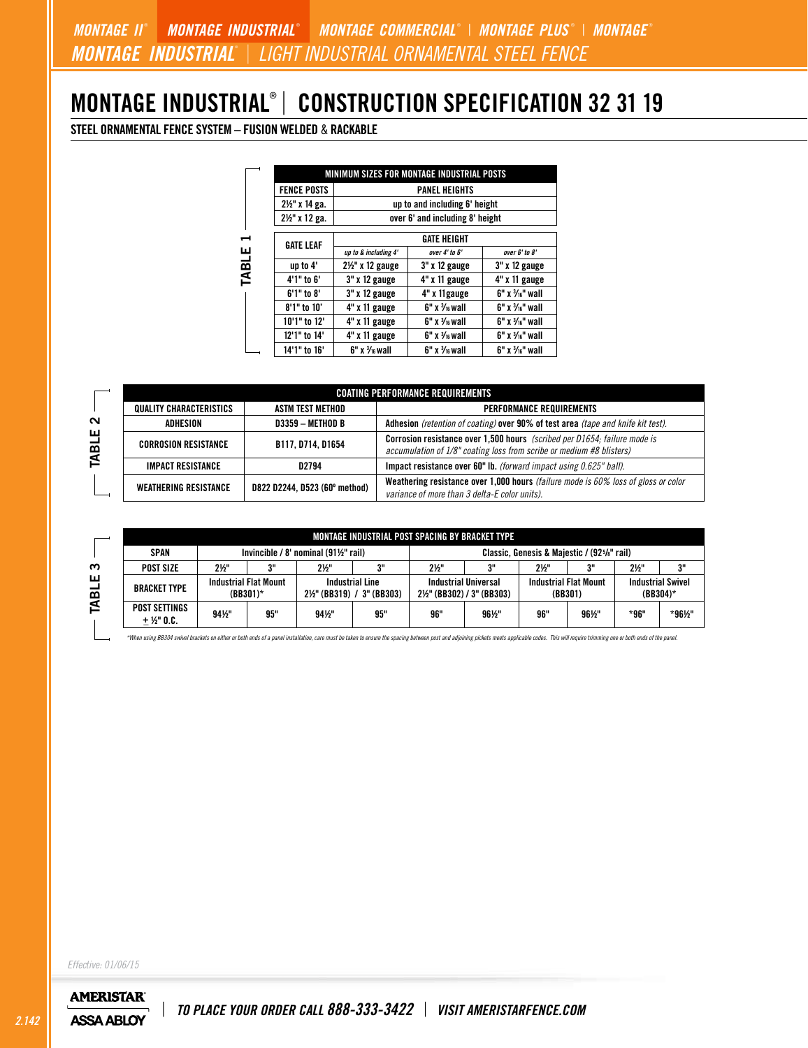# MONTAGE INDUSTRIAL® | CONSTRUCTION SPECIFICATION 32 31 19

**STEEL ORNAMENTAL FENCE SYSTEM – FUSION WELDED & RACKABLE**

**TABLE 1**

| MINIMUM SIZES FOR MONTAGE INDUSTRIAL POSTS | |
|---|---|
| FENCE POSTS | PANEL HEIGHTS |
| 2½" x 14 ga. | up to and including 6' height |
| 2½" x 12 ga. | over 6' and including 8' height |

| GATE LEAF | GATE HEIGHT | | |
|---|---|---|---|
| | *up to & including 4'* | *over 4' to 6'* | *over 6' to 8'* |
| up to 4' | 2½" x 12 gauge | 3" x 12 gauge | 3" x 12 gauge |
| 4'1" to 6' | 3" x 12 gauge | 4" x 11 gauge | 4" x 11 gauge |
| 6'1" to 8' | 3" x 12 gauge | 4" x 11gauge | 6" x 3⁄16" wall |
| 8'1" to 10' | 4" x 11 gauge | 6" x 3⁄16 wall | 6" x 3⁄16" wall |
| 10'1" to 12' | 4" x 11 gauge | 6" x 3⁄16 wall | 6" x 3⁄16" wall |
| 12'1" to 14' | 4" x 11 gauge | 6" x 3⁄16 wall | 6" x 3⁄16" wall |
| 14'1" to 16' | 6" x 3⁄16 wall | 6" x 3⁄16 wall | 6" x 3⁄16" wall |

**TABLE 2**

| COATING PERFORMANCE REQUIREMENTS | | |
|---|---|---|
| QUALITY CHARACTERISTICS | ASTM TEST METHOD | PERFORMANCE REQUIREMENTS |
| ADHESION | D3359 – METHOD B | **Adhesion** *(retention of coating)* **over 90% of test area** *(tape and knife kit test).* |
| CORROSION RESISTANCE | B117, D714, D1654 | **Corrosion resistance over 1,500 hours** *(scribed per D1654; failure mode is accumulation of 1/8" coating loss from scribe or medium #8 blisters)* |
| IMPACT RESISTANCE | D2794 | **Impact resistance over 60" lb.** *(forward impact using 0.625" ball).* |
| WEATHERING RESISTANCE | D822 D2244, D523 (60° method) | **Weathering resistance over 1,000 hours** *(failure mode is 60% loss of gloss or color variance of more than 3 delta-E color units).* |

**TABLE 3**

| MONTAGE INDUSTRIAL POST SPACING BY BRACKET TYPE | | | | | | | | | | |
|---|---|---|---|---|---|---|---|---|---|---|
| SPAN | Invincible / 8' nominal (91½" rail) | | | | Classic, Genesis & Majestic / (92⅝" rail) | | | | | |
| POST SIZE | 2½" | 3" | 2½" | 3" | 2½" | 3" | 2½" | 3" | 2½" | 3" |
| BRACKET TYPE | Industrial Flat Mount (BB301)* | | Industrial Line 2½" (BB319) / 3" (BB303) | | Industrial Universal 2½" (BB302) / 3" (BB303) | | Industrial Flat Mount (BB301) | | Industrial Swivel (BB304)* | |
| POST SETTINGS ± ½" O.C. | 94½" | 95" | 94½" | 95" | 96" | 96½" | 96" | 96½" | *96" | *96½" |

*When using BB304 swivel brackets on either or both ends of a panel installation, care must be taken to ensure the spacing between post and adjoining pickets meets applicable codes. This will require trimming one or both ends of the panel.

*Effective: 01/06/15*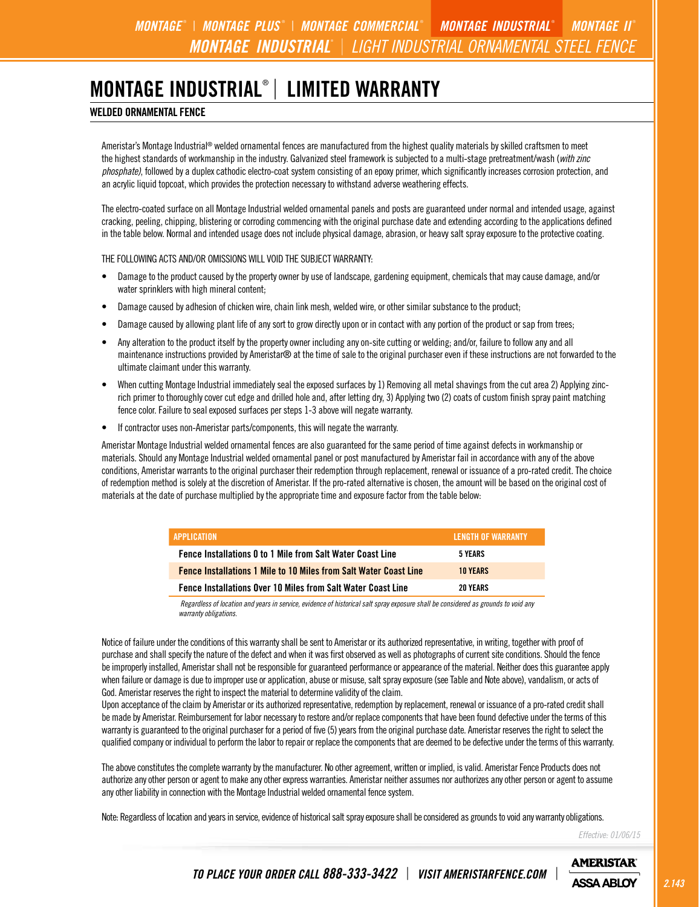# MONTAGE INDUSTRIAL® | LIMITED WARRANTY

## WELDED ORNAMENTAL FENCE

Ameristar's Montage Industrial® welded ornamental fences are manufactured from the highest quality materials by skilled craftsmen to meet the highest standards of workmanship in the industry. Galvanized steel framework is subjected to a multi-stage pretreatment/wash (*with zinc phosphate)*, followed by a duplex cathodic electro-coat system consisting of an epoxy primer, which significantly increases corrosion protection, and an acrylic liquid topcoat, which provides the protection necessary to withstand adverse weathering effects.

The electro-coated surface on all Montage Industrial welded ornamental panels and posts are guaranteed under normal and intended usage, against cracking, peeling, chipping, blistering or corroding commencing with the original purchase date and extending according to the applications defined in the table below. Normal and intended usage does not include physical damage, abrasion, or heavy salt spray exposure to the protective coating.

THE FOLLOWING ACTS AND/OR OMISSIONS WILL VOID THE SUBJECT WARRANTY:

- Damage to the product caused by the property owner by use of landscape, gardening equipment, chemicals that may cause damage, and/or water sprinklers with high mineral content;
- Damage caused by adhesion of chicken wire, chain link mesh, welded wire, or other similar substance to the product;
- Damage caused by allowing plant life of any sort to grow directly upon or in contact with any portion of the product or sap from trees;
- Any alteration to the product itself by the property owner including any on-site cutting or welding; and/or, failure to follow any and all maintenance instructions provided by Ameristar® at the time of sale to the original purchaser even if these instructions are not forwarded to the ultimate claimant under this warranty.
- When cutting Montage Industrial immediately seal the exposed surfaces by 1) Removing all metal shavings from the cut area 2) Applying zinc-rich primer to thoroughly cover cut edge and drilled hole and, after letting dry, 3) Applying two (2) coats of custom finish spray paint matching fence color. Failure to seal exposed surfaces per steps 1-3 above will negate warranty.
- If contractor uses non-Ameristar parts/components, this will negate the warranty.

Ameristar Montage Industrial welded ornamental fences are also guaranteed for the same period of time against defects in workmanship or materials. Should any Montage Industrial welded ornamental panel or post manufactured by Ameristar fail in accordance with any of the above conditions, Ameristar warrants to the original purchaser their redemption through replacement, renewal or issuance of a pro-rated credit. The choice of redemption method is solely at the discretion of Ameristar. If the pro-rated alternative is chosen, the amount will be based on the original cost of materials at the date of purchase multiplied by the appropriate time and exposure factor from the table below:

| APPLICATION | LENGTH OF WARRANTY |
|---|---|
| Fence Installations 0 to 1 Mile from Salt Water Coast Line | 5 YEARS |
| Fence Installations 1 Mile to 10 Miles from Salt Water Coast Line | 10 YEARS |
| Fence Installations Over 10 Miles from Salt Water Coast Line | 20 YEARS |

*Regardless of location and years in service, evidence of historical salt spray exposure shall be considered as grounds to void any warranty obligations.*

Notice of failure under the conditions of this warranty shall be sent to Ameristar or its authorized representative, in writing, together with proof of purchase and shall specify the nature of the defect and when it was first observed as well as photographs of current site conditions. Should the fence be improperly installed, Ameristar shall not be responsible for guaranteed performance or appearance of the material. Neither does this guarantee apply when failure or damage is due to improper use or application, abuse or misuse, salt spray exposure (see Table and Note above), vandalism, or acts of God. Ameristar reserves the right to inspect the material to determine validity of the claim.

Upon acceptance of the claim by Ameristar or its authorized representative, redemption by replacement, renewal or issuance of a pro-rated credit shall be made by Ameristar. Reimbursement for labor necessary to restore and/or replace components that have been found defective under the terms of this warranty is guaranteed to the original purchaser for a period of five (5) years from the original purchase date. Ameristar reserves the right to select the qualified company or individual to perform the labor to repair or replace the components that are deemed to be defective under the terms of this warranty.

The above constitutes the complete warranty by the manufacturer. No other agreement, written or implied, is valid. Ameristar Fence Products does not authorize any other person or agent to make any other express warranties. Ameristar neither assumes nor authorizes any other person or agent to assume any other liability in connection with the Montage Industrial welded ornamental fence system.

Note: Regardless of location and years in service, evidence of historical salt spray exposure shall be considered as grounds to void any warranty obligations.

*Effective: 01/06/15*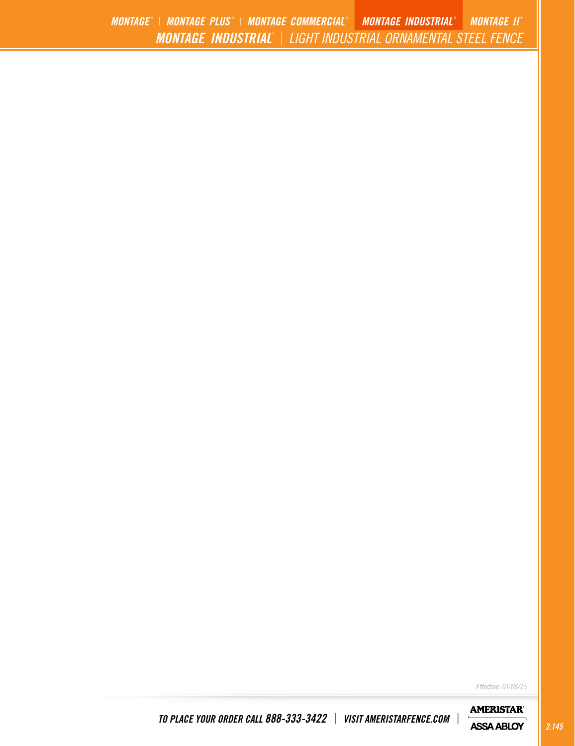Effective: 01/06/15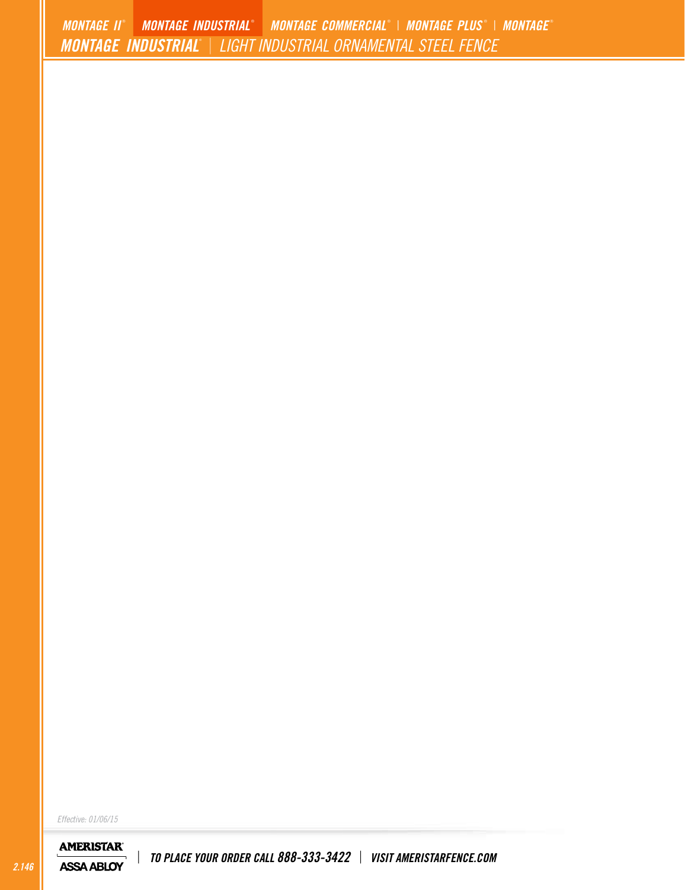Effective: 01/06/15